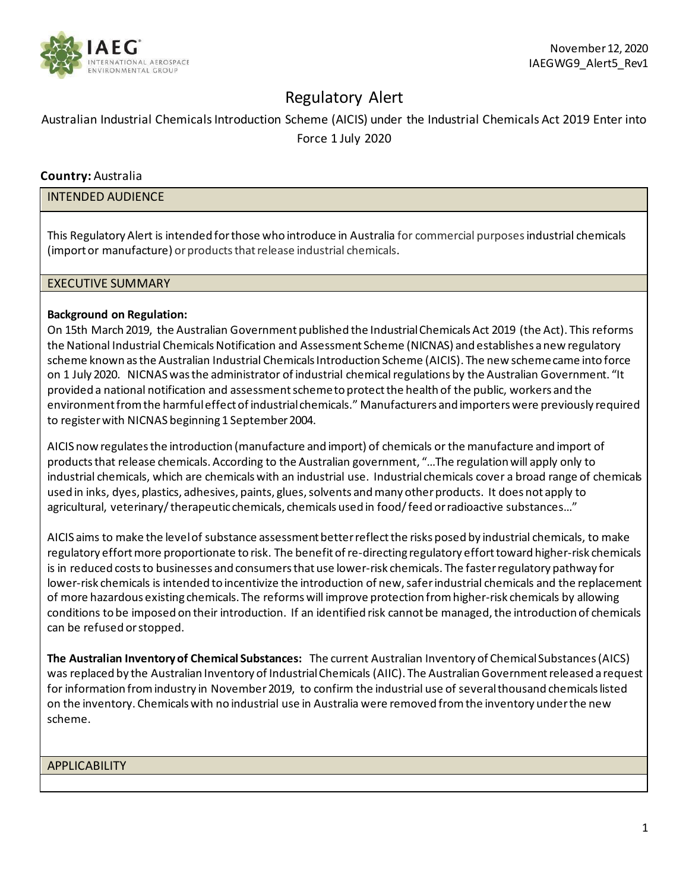November 12, 2020
IAEGWG9_Alert5_Rev1

# Regulatory Alert

Australian Industrial Chemicals Introduction Scheme (AICIS) under the Industrial Chemicals Act 2019 Enter into Force 1 July 2020

**Country:** Australia

## INTENDED AUDIENCE

This Regulatory Alert is intended for those who introduce in Australia for commercial purposes industrial chemicals (import or manufacture) or products that release industrial chemicals.

## EXECUTIVE SUMMARY

**Background on Regulation:**
On 15th March 2019, the Australian Government published the Industrial Chemicals Act 2019 (the Act). This reforms the National Industrial Chemicals Notification and Assessment Scheme (NICNAS) and establishes a new regulatory scheme known as the Australian Industrial Chemicals Introduction Scheme (AICIS). The new scheme came into force on 1 July 2020. NICNAS was the administrator of industrial chemical regulations by the Australian Government. "It provided a national notification and assessment scheme to protect the health of the public, workers and the environment from the harmful effect of industrial chemicals." Manufacturers and importers were previously required to register with NICNAS beginning 1 September 2004.

AICIS now regulates the introduction (manufacture and import) of chemicals or the manufacture and import of products that release chemicals. According to the Australian government, "…The regulation will apply only to industrial chemicals, which are chemicals with an industrial use. Industrial chemicals cover a broad range of chemicals used in inks, dyes, plastics, adhesives, paints, glues, solvents and many other products. It does not apply to agricultural, veterinary/ therapeutic chemicals, chemicals used in food/ feed or radioactive substances…"

AICIS aims to make the level of substance assessment better reflect the risks posed by industrial chemicals, to make regulatory effort more proportionate to risk. The benefit of re-directing regulatory effort toward higher-risk chemicals is in reduced costs to businesses and consumers that use lower-risk chemicals. The faster regulatory pathway for lower-risk chemicals is intended to incentivize the introduction of new, safer industrial chemicals and the replacement of more hazardous existing chemicals. The reforms will improve protection from higher-risk chemicals by allowing conditions to be imposed on their introduction. If an identified risk cannot be managed, the introduction of chemicals can be refused or stopped.

**The Australian Inventory of Chemical Substances:** The current Australian Inventory of Chemical Substances (AICS) was replaced by the Australian Inventory of Industrial Chemicals (AIIC). The Australian Government released a request for information from industry in November 2019, to confirm the industrial use of several thousand chemicals listed on the inventory. Chemicals with no industrial use in Australia were removed from the inventory under the new scheme.

## APPLICABILITY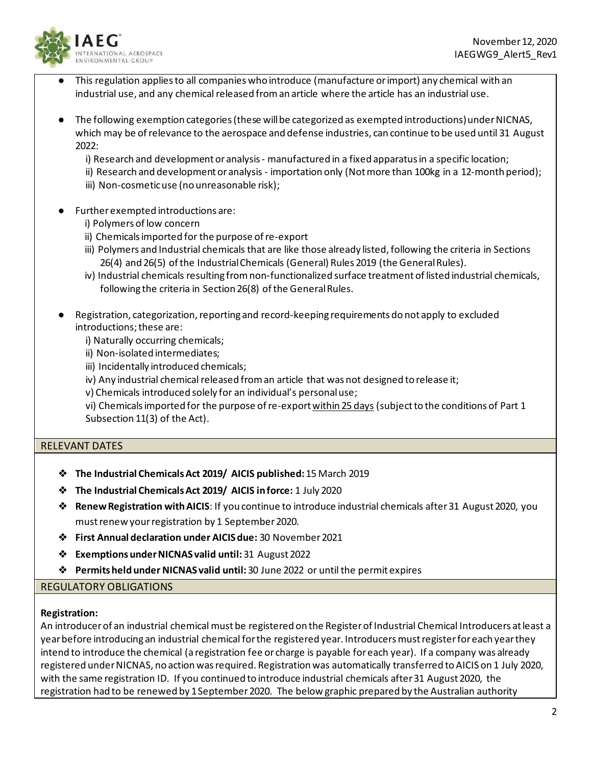- This regulation applies to all companies who introduce (manufacture or import) any chemical with an industrial use, and any chemical released from an article where the article has an industrial use.

- The following exemption categories (these will be categorized as exempted introductions) under NICNAS, which may be of relevance to the aerospace and defense industries, can continue to be used until 31 August 2022:
  - i) Research and development or analysis - manufactured in a fixed apparatus in a specific location;
  - ii) Research and development or analysis - importation only (Not more than 100kg in a 12-month period);
  - iii) Non-cosmetic use (no unreasonable risk);

- Further exempted introductions are:
  - i) Polymers of low concern
  - ii) Chemicals imported for the purpose of re-export
  - iii) Polymers and Industrial chemicals that are like those already listed, following the criteria in Sections 26(4) and 26(5) of the Industrial Chemicals (General) Rules 2019 (the General Rules).
  - iv) Industrial chemicals resulting from non-functionalized surface treatment of listed industrial chemicals, following the criteria in Section 26(8) of the General Rules.

- Registration, categorization, reporting and record-keeping requirements do not apply to excluded introductions; these are:
  - i) Naturally occurring chemicals;
  - ii) Non-isolated intermediates;
  - iii) Incidentally introduced chemicals;
  - iv) Any industrial chemical released from an article that was not designed to release it;
  - v) Chemicals introduced solely for an individual's personal use;
  - vi) Chemicals imported for the purpose of re-export <u>within 25 days</u> (subject to the conditions of Part 1 Subsection 11(3) of the Act).

## RELEVANT DATES

- **The Industrial Chemicals Act 2019/ AICIS published:** 15 March 2019
- **The Industrial Chemicals Act 2019/ AICIS in force:** 1 July 2020
- **Renew Registration with AICIS**: If you continue to introduce industrial chemicals after 31 August 2020, you must renew your registration by 1 September 2020.
- **First Annual declaration under AICIS due:** 30 November 2021
- **Exemptions under NICNAS valid until:** 31 August 2022
- **Permits held under NICNAS valid until:** 30 June 2022 or until the permit expires

## REGULATORY OBLIGATIONS

**Registration:**

An introducer of an industrial chemical must be registered on the Register of Industrial Chemical Introducers at least a year before introducing an industrial chemical for the registered year. Introducers must register for each year they intend to introduce the chemical (a registration fee or charge is payable for each year). If a company was already registered under NICNAS, no action was required. Registration was automatically transferred to AICIS on 1 July 2020, with the same registration ID. If you continued to introduce industrial chemicals after 31 August 2020, the registration had to be renewed by 1 September 2020. The below graphic prepared by the Australian authority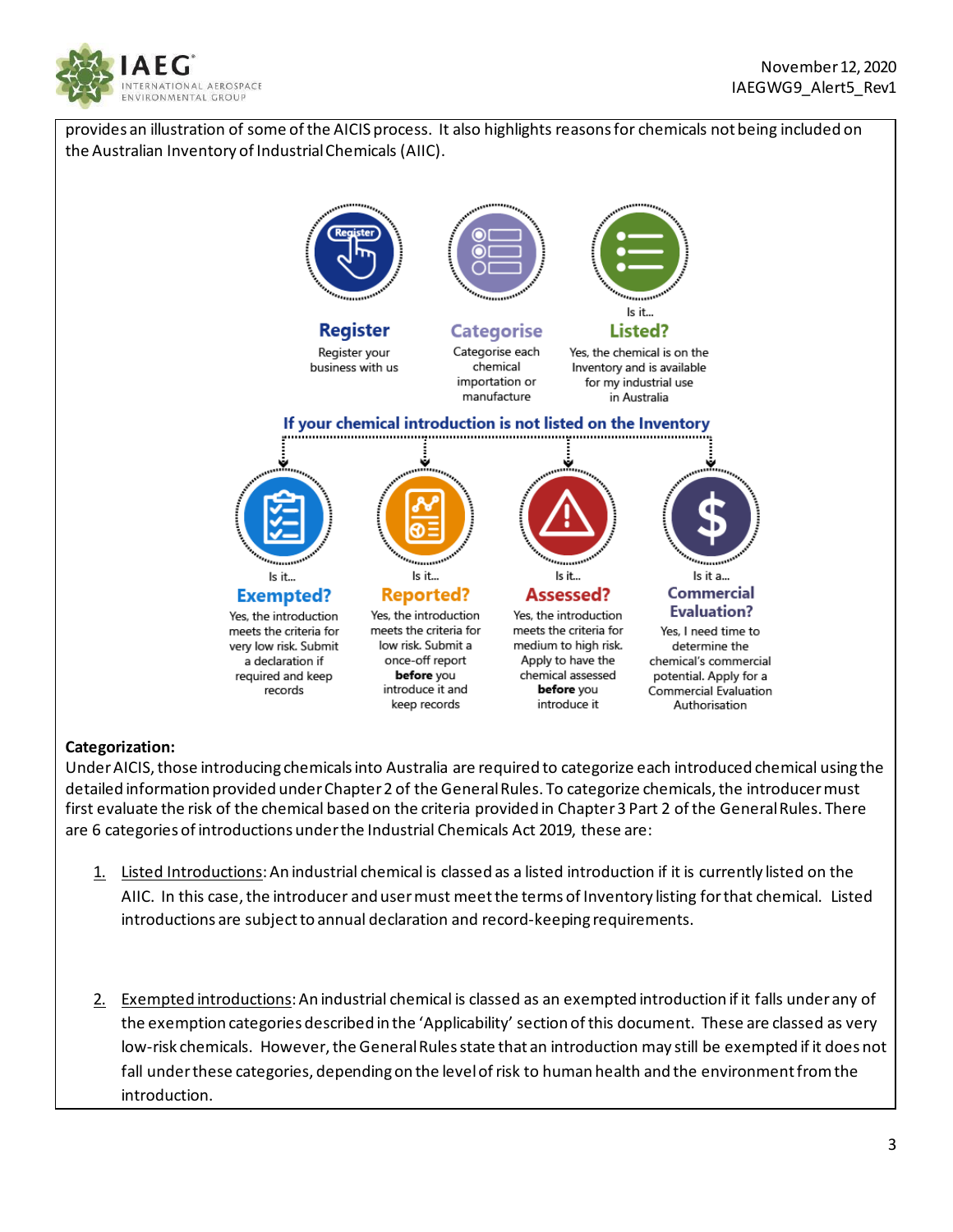provides an illustration of some of the AICIS process. It also highlights reasons for chemicals not being included on the Australian Inventory of Industrial Chemicals (AIIC).

**Register**
Register your business with us

**Categorise**
Categorise each chemical importation or manufacture

Is it...
**Listed?**
Yes, the chemical is on the Inventory and is available for my industrial use in Australia

**If your chemical introduction is not listed on the Inventory**

Is it...
**Exempted?**
Yes, the introduction meets the criteria for very low risk. Submit a declaration if required and keep records

Is it...
**Reported?**
Yes, the introduction meets the criteria for low risk. Submit a once-off report **before** you introduce it and keep records

Is it...
**Assessed?**
Yes, the introduction meets the criteria for medium to high risk. Apply to have the chemical assessed **before** you introduce it

Is it a...
**Commercial Evaluation?**
Yes, I need time to determine the chemical's commercial potential. Apply for a Commercial Evaluation Authorisation

**Categorization:**
Under AICIS, those introducing chemicals into Australia are required to categorize each introduced chemical using the detailed information provided under Chapter 2 of the General Rules. To categorize chemicals, the introducer must first evaluate the risk of the chemical based on the criteria provided in Chapter 3 Part 2 of the General Rules. There are 6 categories of introductions under the Industrial Chemicals Act 2019, these are:

1. Listed Introductions: An industrial chemical is classed as a listed introduction if it is currently listed on the AIIC. In this case, the introducer and user must meet the terms of Inventory listing for that chemical. Listed introductions are subject to annual declaration and record-keeping requirements.

2. Exempted introductions: An industrial chemical is classed as an exempted introduction if it falls under any of the exemption categories described in the 'Applicability' section of this document. These are classed as very low-risk chemicals. However, the General Rules state that an introduction may still be exempted if it does not fall under these categories, depending on the level of risk to human health and the environment from the introduction.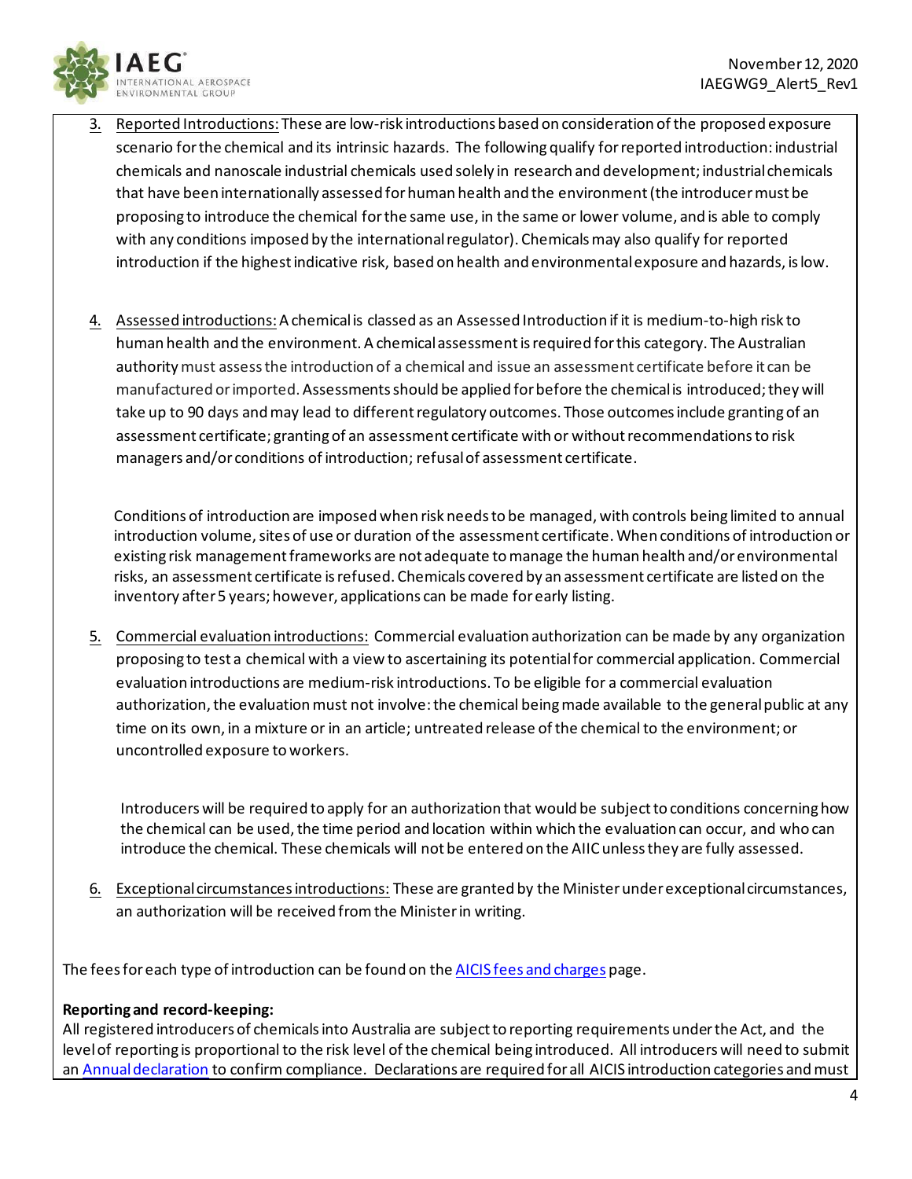3. Reported Introductions: These are low-risk introductions based on consideration of the proposed exposure scenario for the chemical and its intrinsic hazards. The following qualify for reported introduction: industrial chemicals and nanoscale industrial chemicals used solely in research and development; industrial chemicals that have been internationally assessed for human health and the environment (the introducer must be proposing to introduce the chemical for the same use, in the same or lower volume, and is able to comply with any conditions imposed by the international regulator). Chemicals may also qualify for reported introduction if the highest indicative risk, based on health and environmental exposure and hazards, is low.

4. Assessed introductions: A chemical is classed as an Assessed Introduction if it is medium-to-high risk to human health and the environment. A chemical assessment is required for this category. The Australian authority must assess the introduction of a chemical and issue an assessment certificate before it can be manufactured or imported. Assessments should be applied for before the chemical is introduced; they will take up to 90 days and may lead to different regulatory outcomes. Those outcomes include granting of an assessment certificate; granting of an assessment certificate with or without recommendations to risk managers and/or conditions of introduction; refusal of assessment certificate.

   Conditions of introduction are imposed when risk needs to be managed, with controls being limited to annual introduction volume, sites of use or duration of the assessment certificate. When conditions of introduction or existing risk management frameworks are not adequate to manage the human health and/or environmental risks, an assessment certificate is refused. Chemicals covered by an assessment certificate are listed on the inventory after 5 years; however, applications can be made for early listing.

5. Commercial evaluation introductions: Commercial evaluation authorization can be made by any organization proposing to test a chemical with a view to ascertaining its potential for commercial application. Commercial evaluation introductions are medium-risk introductions. To be eligible for a commercial evaluation authorization, the evaluation must not involve: the chemical being made available to the general public at any time on its own, in a mixture or in an article; untreated release of the chemical to the environment; or uncontrolled exposure to workers.

   Introducers will be required to apply for an authorization that would be subject to conditions concerning how the chemical can be used, the time period and location within which the evaluation can occur, and who can introduce the chemical. These chemicals will not be entered on the AIIC unless they are fully assessed.

6. Exceptional circumstances introductions: These are granted by the Minister under exceptional circumstances, an authorization will be received from the Minister in writing.

The fees for each type of introduction can be found on the AICIS fees and charges page.

**Reporting and record-keeping:**

All registered introducers of chemicals into Australia are subject to reporting requirements under the Act, and the level of reporting is proportional to the risk level of the chemical being introduced. All introducers will need to submit an Annual declaration to confirm compliance. Declarations are required for all AICIS introduction categories and must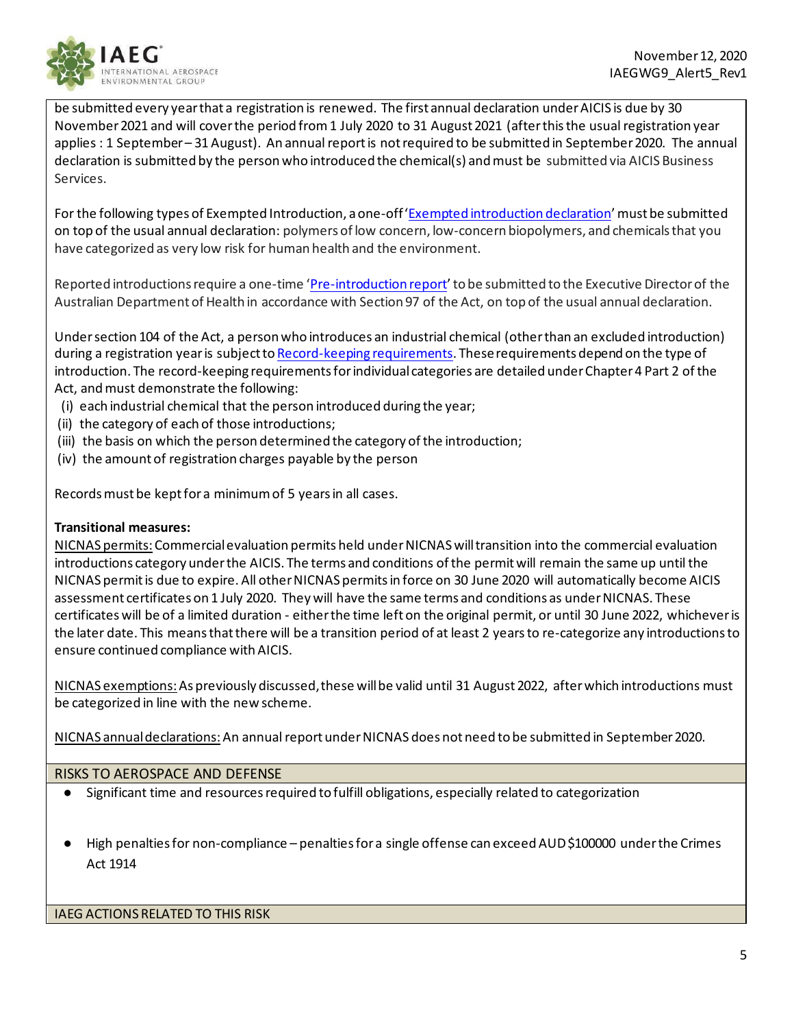be submitted every year that a registration is renewed. The first annual declaration under AICIS is due by 30 November 2021 and will cover the period from 1 July 2020 to 31 August 2021 (after this the usual registration year applies : 1 September – 31 August). An annual report is not required to be submitted in September 2020. The annual declaration is submitted by the person who introduced the chemical(s) and must be submitted via AICIS Business Services.

For the following types of Exempted Introduction, a one-off 'Exempted introduction declaration' must be submitted on top of the usual annual declaration: polymers of low concern, low-concern biopolymers, and chemicals that you have categorized as very low risk for human health and the environment.

Reported introductions require a one-time 'Pre-introduction report' to be submitted to the Executive Director of the Australian Department of Health in accordance with Section 97 of the Act, on top of the usual annual declaration.

Under section 104 of the Act, a person who introduces an industrial chemical (other than an excluded introduction) during a registration year is subject to Record-keeping requirements. These requirements depend on the type of introduction. The record-keeping requirements for individual categories are detailed under Chapter 4 Part 2 of the Act, and must demonstrate the following:

(i) each industrial chemical that the person introduced during the year;
(ii) the category of each of those introductions;
(iii) the basis on which the person determined the category of the introduction;
(iv) the amount of registration charges payable by the person

Records must be kept for a minimum of 5 years in all cases.

**Transitional measures:**

NICNAS permits: Commercial evaluation permits held under NICNAS will transition into the commercial evaluation introductions category under the AICIS. The terms and conditions of the permit will remain the same up until the NICNAS permit is due to expire. All other NICNAS permits in force on 30 June 2020 will automatically become AICIS assessment certificates on 1 July 2020. They will have the same terms and conditions as under NICNAS. These certificates will be of a limited duration - either the time left on the original permit, or until 30 June 2022, whichever is the later date. This means that there will be a transition period of at least 2 years to re-categorize any introductions to ensure continued compliance with AICIS.

NICNAS exemptions: As previously discussed, these will be valid until 31 August 2022, after which introductions must be categorized in line with the new scheme.

NICNAS annual declarations: An annual report under NICNAS does not need to be submitted in September 2020.

## RISKS TO AEROSPACE AND DEFENSE

- Significant time and resources required to fulfill obligations, especially related to categorization
- High penalties for non-compliance – penalties for a single offense can exceed AUD $100000 under the Crimes Act 1914

## IAEG ACTIONS RELATED TO THIS RISK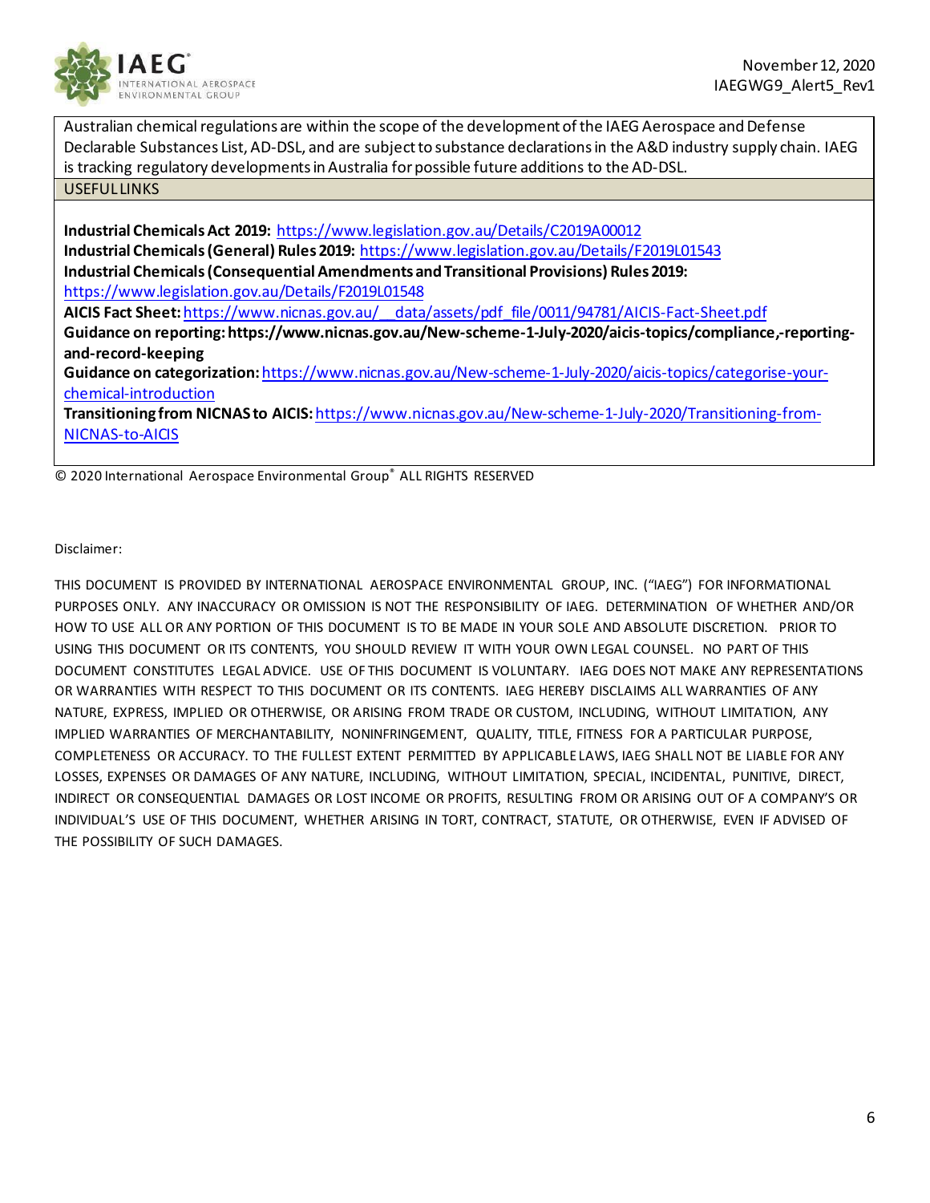Australian chemical regulations are within the scope of the development of the IAEG Aerospace and Defense Declarable Substances List, AD-DSL, and are subject to substance declarations in the A&D industry supply chain. IAEG is tracking regulatory developments in Australia for possible future additions to the AD-DSL.

USEFUL LINKS

**Industrial Chemicals Act 2019:** https://www.legislation.gov.au/Details/C2019A00012
**Industrial Chemicals (General) Rules 2019:** https://www.legislation.gov.au/Details/F2019L01543
**Industrial Chemicals (Consequential Amendments and Transitional Provisions) Rules 2019:** https://www.legislation.gov.au/Details/F2019L01548
**AICIS Fact Sheet:** https://www.nicnas.gov.au/__data/assets/pdf_file/0011/94781/AICIS-Fact-Sheet.pdf
**Guidance on reporting: https://www.nicnas.gov.au/New-scheme-1-July-2020/aicis-topics/compliance,-reporting-and-record-keeping**
**Guidance on categorization:** https://www.nicnas.gov.au/New-scheme-1-July-2020/aicis-topics/categorise-your-chemical-introduction
**Transitioning from NICNAS to AICIS:** https://www.nicnas.gov.au/New-scheme-1-July-2020/Transitioning-from-NICNAS-to-AICIS

© 2020 International Aerospace Environmental Group® ALL RIGHTS RESERVED

Disclaimer:

THIS DOCUMENT IS PROVIDED BY INTERNATIONAL AEROSPACE ENVIRONMENTAL GROUP, INC. ("IAEG") FOR INFORMATIONAL PURPOSES ONLY. ANY INACCURACY OR OMISSION IS NOT THE RESPONSIBILITY OF IAEG. DETERMINATION OF WHETHER AND/OR HOW TO USE ALL OR ANY PORTION OF THIS DOCUMENT IS TO BE MADE IN YOUR SOLE AND ABSOLUTE DISCRETION. PRIOR TO USING THIS DOCUMENT OR ITS CONTENTS, YOU SHOULD REVIEW IT WITH YOUR OWN LEGAL COUNSEL. NO PART OF THIS DOCUMENT CONSTITUTES LEGAL ADVICE. USE OF THIS DOCUMENT IS VOLUNTARY. IAEG DOES NOT MAKE ANY REPRESENTATIONS OR WARRANTIES WITH RESPECT TO THIS DOCUMENT OR ITS CONTENTS. IAEG HEREBY DISCLAIMS ALL WARRANTIES OF ANY NATURE, EXPRESS, IMPLIED OR OTHERWISE, OR ARISING FROM TRADE OR CUSTOM, INCLUDING, WITHOUT LIMITATION, ANY IMPLIED WARRANTIES OF MERCHANTABILITY, NONINFRINGEMENT, QUALITY, TITLE, FITNESS FOR A PARTICULAR PURPOSE, COMPLETENESS OR ACCURACY. TO THE FULLEST EXTENT PERMITTED BY APPLICABLE LAWS, IAEG SHALL NOT BE LIABLE FOR ANY LOSSES, EXPENSES OR DAMAGES OF ANY NATURE, INCLUDING, WITHOUT LIMITATION, SPECIAL, INCIDENTAL, PUNITIVE, DIRECT, INDIRECT OR CONSEQUENTIAL DAMAGES OR LOST INCOME OR PROFITS, RESULTING FROM OR ARISING OUT OF A COMPANY'S OR INDIVIDUAL'S USE OF THIS DOCUMENT, WHETHER ARISING IN TORT, CONTRACT, STATUTE, OR OTHERWISE, EVEN IF ADVISED OF THE POSSIBILITY OF SUCH DAMAGES.